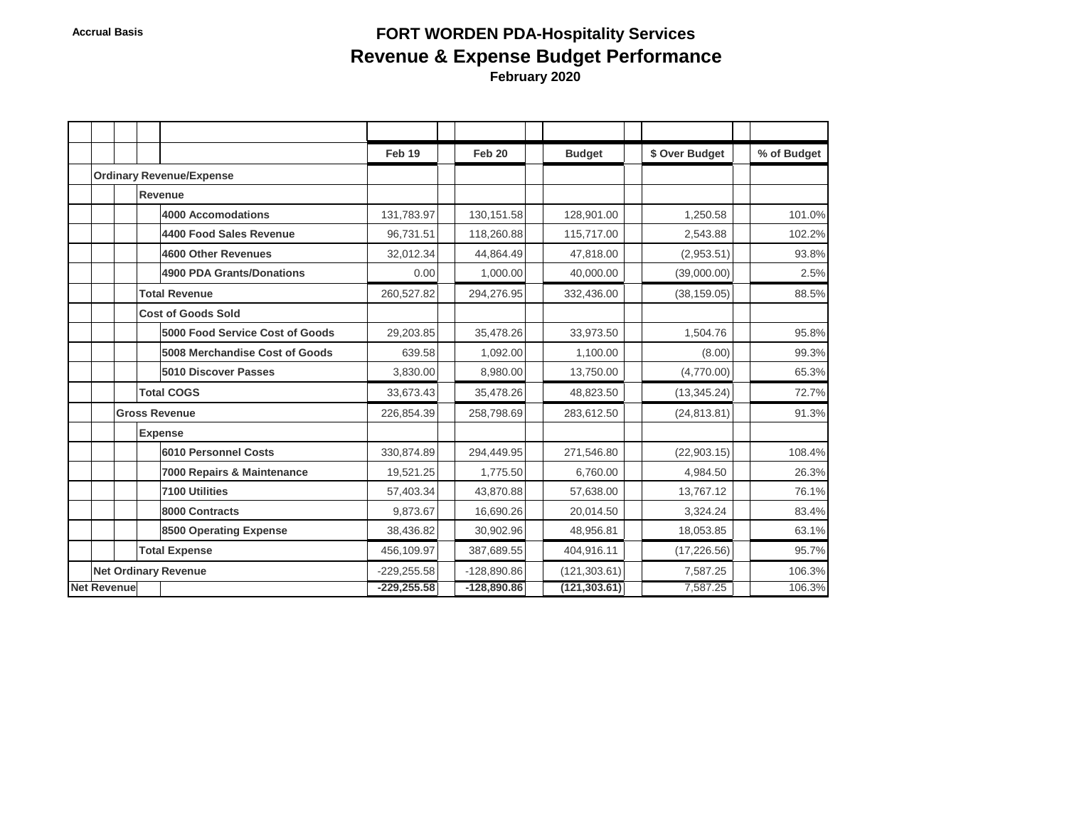Accrual Basis

# FORT WORDEN PDA-Hospitality Services

## Revenue & Expense Budget Performance

### February 2020

| | Feb 19 | Feb 20 | Budget | $ Over Budget | % of Budget |
|---|---|---|---|---|---|
| **Ordinary Revenue/Expense** | | | | | |
| **Revenue** | | | | | |
| **4000 Accomodations** | 131,783.97 | 130,151.58 | 128,901.00 | 1,250.58 | 101.0% |
| **4400 Food Sales Revenue** | 96,731.51 | 118,260.88 | 115,717.00 | 2,543.88 | 102.2% |
| **4600 Other Revenues** | 32,012.34 | 44,864.49 | 47,818.00 | (2,953.51) | 93.8% |
| **4900 PDA Grants/Donations** | 0.00 | 1,000.00 | 40,000.00 | (39,000.00) | 2.5% |
| **Total Revenue** | 260,527.82 | 294,276.95 | 332,436.00 | (38,159.05) | 88.5% |
| **Cost of Goods Sold** | | | | | |
| **5000 Food Service Cost of Goods** | 29,203.85 | 35,478.26 | 33,973.50 | 1,504.76 | 95.8% |
| **5008 Merchandise Cost of Goods** | 639.58 | 1,092.00 | 1,100.00 | (8.00) | 99.3% |
| **5010 Discover Passes** | 3,830.00 | 8,980.00 | 13,750.00 | (4,770.00) | 65.3% |
| **Total COGS** | 33,673.43 | 35,478.26 | 48,823.50 | (13,345.24) | 72.7% |
| **Gross Revenue** | 226,854.39 | 258,798.69 | 283,612.50 | (24,813.81) | 91.3% |
| **Expense** | | | | | |
| **6010 Personnel Costs** | 330,874.89 | 294,449.95 | 271,546.80 | (22,903.15) | 108.4% |
| **7000 Repairs & Maintenance** | 19,521.25 | 1,775.50 | 6,760.00 | 4,984.50 | 26.3% |
| **7100 Utilities** | 57,403.34 | 43,870.88 | 57,638.00 | 13,767.12 | 76.1% |
| **8000 Contracts** | 9,873.67 | 16,690.26 | 20,014.50 | 3,324.24 | 83.4% |
| **8500 Operating Expense** | 38,436.82 | 30,902.96 | 48,956.81 | 18,053.85 | 63.1% |
| **Total Expense** | 456,109.97 | 387,689.55 | 404,916.11 | (17,226.56) | 95.7% |
| **Net Ordinary Revenue** | -229,255.58 | -128,890.86 | (121,303.61) | 7,587.25 | 106.3% |
| **Net Revenue** | **-229,255.58** | **-128,890.86** | **(121,303.61)** | 7,587.25 | 106.3% |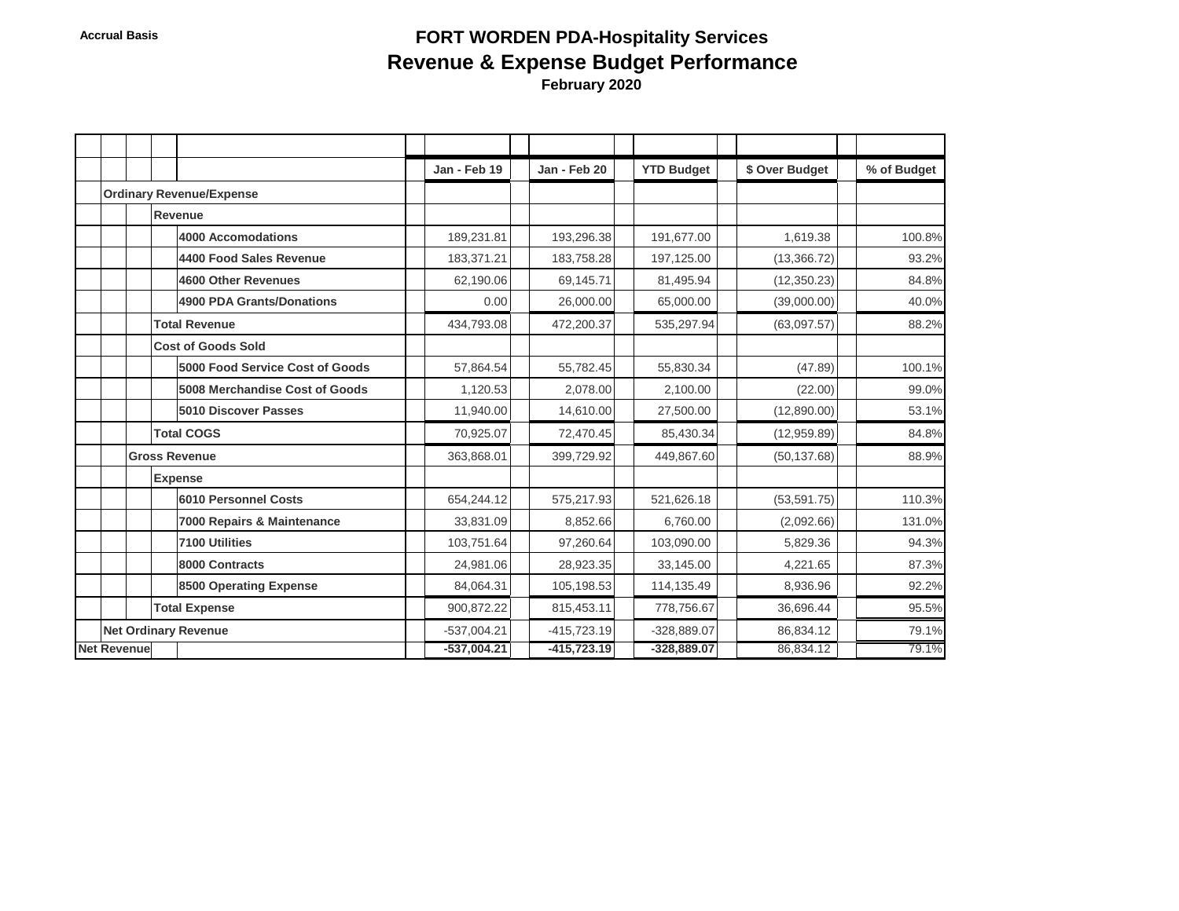Accrual Basis

# FORT WORDEN PDA-Hospitality Services
## Revenue & Expense Budget Performance
### February 2020

| | Jan - Feb 19 | Jan - Feb 20 | YTD Budget | $ Over Budget | % of Budget |
|---|---|---|---|---|---|
| **Ordinary Revenue/Expense** | | | | | |
| **Revenue** | | | | | |
| **4000 Accomodations** | 189,231.81 | 193,296.38 | 191,677.00 | 1,619.38 | 100.8% |
| **4400 Food Sales Revenue** | 183,371.21 | 183,758.28 | 197,125.00 | (13,366.72) | 93.2% |
| **4600 Other Revenues** | 62,190.06 | 69,145.71 | 81,495.94 | (12,350.23) | 84.8% |
| **4900 PDA Grants/Donations** | 0.00 | 26,000.00 | 65,000.00 | (39,000.00) | 40.0% |
| **Total Revenue** | 434,793.08 | 472,200.37 | 535,297.94 | (63,097.57) | 88.2% |
| **Cost of Goods Sold** | | | | | |
| **5000 Food Service Cost of Goods** | 57,864.54 | 55,782.45 | 55,830.34 | (47.89) | 100.1% |
| **5008 Merchandise Cost of Goods** | 1,120.53 | 2,078.00 | 2,100.00 | (22.00) | 99.0% |
| **5010 Discover Passes** | 11,940.00 | 14,610.00 | 27,500.00 | (12,890.00) | 53.1% |
| **Total COGS** | 70,925.07 | 72,470.45 | 85,430.34 | (12,959.89) | 84.8% |
| **Gross Revenue** | 363,868.01 | 399,729.92 | 449,867.60 | (50,137.68) | 88.9% |
| **Expense** | | | | | |
| **6010 Personnel Costs** | 654,244.12 | 575,217.93 | 521,626.18 | (53,591.75) | 110.3% |
| **7000 Repairs & Maintenance** | 33,831.09 | 8,852.66 | 6,760.00 | (2,092.66) | 131.0% |
| **7100 Utilities** | 103,751.64 | 97,260.64 | 103,090.00 | 5,829.36 | 94.3% |
| **8000 Contracts** | 24,981.06 | 28,923.35 | 33,145.00 | 4,221.65 | 87.3% |
| **8500 Operating Expense** | 84,064.31 | 105,198.53 | 114,135.49 | 8,936.96 | 92.2% |
| **Total Expense** | 900,872.22 | 815,453.11 | 778,756.67 | 36,696.44 | 95.5% |
| **Net Ordinary Revenue** | -537,004.21 | -415,723.19 | -328,889.07 | 86,834.12 | 79.1% |
| **Net Revenue** | **-537,004.21** | **-415,723.19** | **-328,889.07** | 86,834.12 | 79.1% |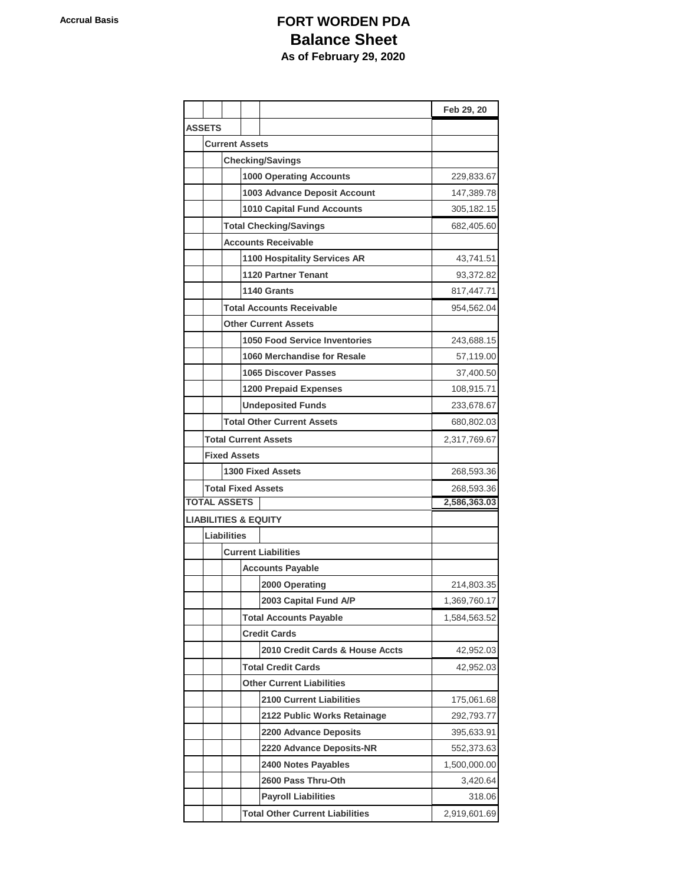**Accrual Basis**

# FORT WORDEN PDA
## Balance Sheet
### As of February 29, 2020

| | Feb 29, 20 |
|---|---|
| **ASSETS** | |
| **Current Assets** | |
| **Checking/Savings** | |
| **1000 Operating Accounts** | 229,833.67 |
| **1003 Advance Deposit Account** | 147,389.78 |
| **1010 Capital Fund Accounts** | 305,182.15 |
| **Total Checking/Savings** | 682,405.60 |
| **Accounts Receivable** | |
| **1100 Hospitality Services AR** | 43,741.51 |
| **1120 Partner Tenant** | 93,372.82 |
| **1140 Grants** | 817,447.71 |
| **Total Accounts Receivable** | 954,562.04 |
| **Other Current Assets** | |
| **1050 Food Service Inventories** | 243,688.15 |
| **1060 Merchandise for Resale** | 57,119.00 |
| **1065 Discover Passes** | 37,400.50 |
| **1200 Prepaid Expenses** | 108,915.71 |
| **Undeposited Funds** | 233,678.67 |
| **Total Other Current Assets** | 680,802.03 |
| **Total Current Assets** | 2,317,769.67 |
| **Fixed Assets** | |
| **1300 Fixed Assets** | 268,593.36 |
| **Total Fixed Assets** | 268,593.36 |
| **TOTAL ASSETS** | **2,586,363.03** |
| **LIABILITIES & EQUITY** | |
| **Liabilities** | |
| **Current Liabilities** | |
| **Accounts Payable** | |
| **2000 Operating** | 214,803.35 |
| **2003 Capital Fund A/P** | 1,369,760.17 |
| **Total Accounts Payable** | 1,584,563.52 |
| **Credit Cards** | |
| **2010 Credit Cards & House Accts** | 42,952.03 |
| **Total Credit Cards** | 42,952.03 |
| **Other Current Liabilities** | |
| **2100 Current Liabilities** | 175,061.68 |
| **2122 Public Works Retainage** | 292,793.77 |
| **2200 Advance Deposits** | 395,633.91 |
| **2220 Advance Deposits-NR** | 552,373.63 |
| **2400 Notes Payables** | 1,500,000.00 |
| **2600 Pass Thru-Oth** | 3,420.64 |
| **Payroll Liabilities** | 318.06 |
| **Total Other Current Liabilities** | 2,919,601.69 |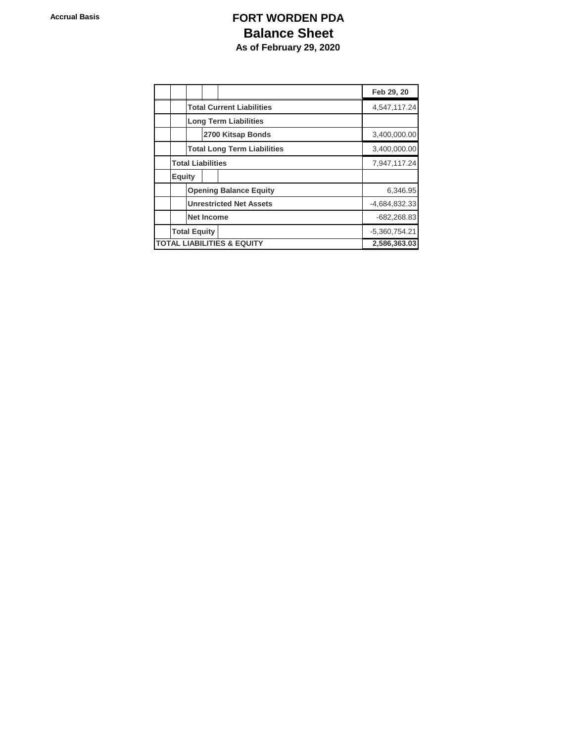Accrual Basis

# FORT WORDEN PDA
## Balance Sheet
### As of February 29, 2020

| | Feb 29, 20 |
|---|---|
| Total Current Liabilities | 4,547,117.24 |
| Long Term Liabilities | |
| 2700 Kitsap Bonds | 3,400,000.00 |
| Total Long Term Liabilities | 3,400,000.00 |
| Total Liabilities | 7,947,117.24 |
| Equity | |
| Opening Balance Equity | 6,346.95 |
| Unrestricted Net Assets | -4,684,832.33 |
| Net Income | -682,268.83 |
| Total Equity | -5,360,754.21 |
| **TOTAL LIABILITIES & EQUITY** | **2,586,363.03** |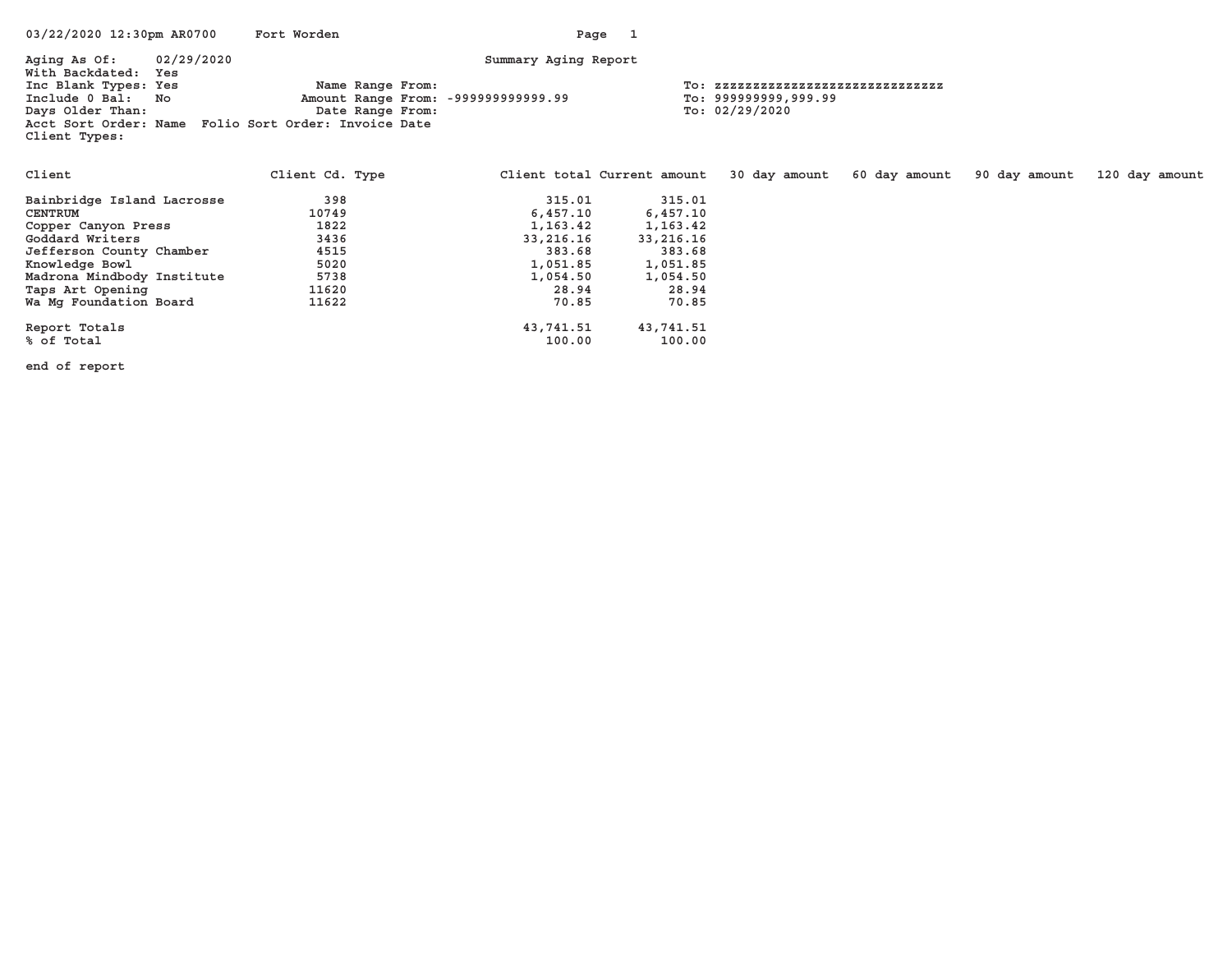03/22/2020 12:30pm AR0700 Fort Worden

Aging As Of: 02/29/2020

## Summary Aging Report

With Backdated: Yes
Inc Blank Types: Yes
Include 0 Bal: No
Days Older Than:
Acct Sort Order: Name Folio Sort Order: Invoice Date
Client Types:

Name Range From: To: zzzzzzzzzzzzzzzzzzzzzzzzzzzzzz
Amount Range From: -999999999999.99 To: 999999999,999.99
Date Range From: To: 02/29/2020

| Client | Client Cd. | Type | Client total | Current amount | 30 day amount | 60 day amount | 90 day amount | 120 day amount |
|---|---|---|---|---|---|---|---|---|
| Bainbridge Island Lacrosse | 398 | | 315.01 | 315.01 | | | | |
| CENTRUM | 10749 | | 6,457.10 | 6,457.10 | | | | |
| Copper Canyon Press | 1822 | | 1,163.42 | 1,163.42 | | | | |
| Goddard Writers | 3436 | | 33,216.16 | 33,216.16 | | | | |
| Jefferson County Chamber | 4515 | | 383.68 | 383.68 | | | | |
| Knowledge Bowl | 5020 | | 1,051.85 | 1,051.85 | | | | |
| Madrona Mindbody Institute | 5738 | | 1,054.50 | 1,054.50 | | | | |
| Taps Art Opening | 11620 | | 28.94 | 28.94 | | | | |
| Wa Mg Foundation Board | 11622 | | 70.85 | 70.85 | | | | |
| Report Totals | | | 43,741.51 | 43,741.51 | | | | |
| % of Total | | | 100.00 | 100.00 | | | | |

end of report